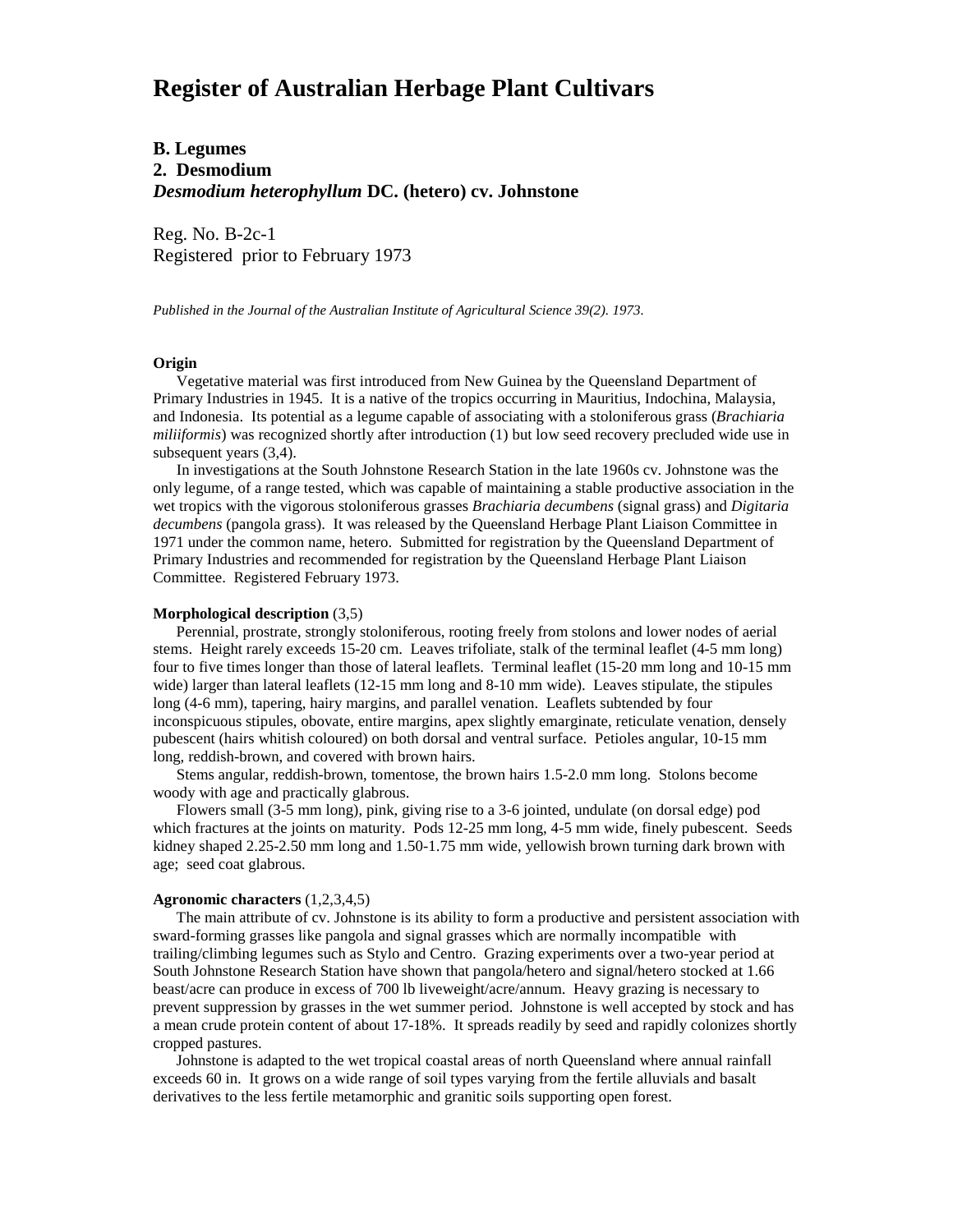# Register of Australian Herbage Plant Cultivars

## B. Legumes

## 2. Desmodium

## *Desmodium heterophyllum* DC. (hetero) cv. Johnstone

Reg. No. B-2c-1
Registered prior to February 1973

*Published in the Journal of the Australian Institute of Agricultural Science 39(2). 1973.*

**Origin**

Vegetative material was first introduced from New Guinea by the Queensland Department of Primary Industries in 1945. It is a native of the tropics occurring in Mauritius, Indochina, Malaysia, and Indonesia. Its potential as a legume capable of associating with a stoloniferous grass (*Brachiaria miliiformis*) was recognized shortly after introduction (1) but low seed recovery precluded wide use in subsequent years (3,4).

In investigations at the South Johnstone Research Station in the late 1960s cv. Johnstone was the only legume, of a range tested, which was capable of maintaining a stable productive association in the wet tropics with the vigorous stoloniferous grasses *Brachiaria decumbens* (signal grass) and *Digitaria decumbens* (pangola grass). It was released by the Queensland Herbage Plant Liaison Committee in 1971 under the common name, hetero. Submitted for registration by the Queensland Department of Primary Industries and recommended for registration by the Queensland Herbage Plant Liaison Committee. Registered February 1973.

**Morphological description** (3,5)

Perennial, prostrate, strongly stoloniferous, rooting freely from stolons and lower nodes of aerial stems. Height rarely exceeds 15-20 cm. Leaves trifoliate, stalk of the terminal leaflet (4-5 mm long) four to five times longer than those of lateral leaflets. Terminal leaflet (15-20 mm long and 10-15 mm wide) larger than lateral leaflets (12-15 mm long and 8-10 mm wide). Leaves stipulate, the stipules long (4-6 mm), tapering, hairy margins, and parallel venation. Leaflets subtended by four inconspicuous stipules, obovate, entire margins, apex slightly emarginate, reticulate venation, densely pubescent (hairs whitish coloured) on both dorsal and ventral surface. Petioles angular, 10-15 mm long, reddish-brown, and covered with brown hairs.

Stems angular, reddish-brown, tomentose, the brown hairs 1.5-2.0 mm long. Stolons become woody with age and practically glabrous.

Flowers small (3-5 mm long), pink, giving rise to a 3-6 jointed, undulate (on dorsal edge) pod which fractures at the joints on maturity. Pods 12-25 mm long, 4-5 mm wide, finely pubescent. Seeds kidney shaped 2.25-2.50 mm long and 1.50-1.75 mm wide, yellowish brown turning dark brown with age; seed coat glabrous.

**Agronomic characters** (1,2,3,4,5)

The main attribute of cv. Johnstone is its ability to form a productive and persistent association with sward-forming grasses like pangola and signal grasses which are normally incompatible with trailing/climbing legumes such as Stylo and Centro. Grazing experiments over a two-year period at South Johnstone Research Station have shown that pangola/hetero and signal/hetero stocked at 1.66 beast/acre can produce in excess of 700 lb liveweight/acre/annum. Heavy grazing is necessary to prevent suppression by grasses in the wet summer period. Johnstone is well accepted by stock and has a mean crude protein content of about 17-18%. It spreads readily by seed and rapidly colonizes shortly cropped pastures.

Johnstone is adapted to the wet tropical coastal areas of north Queensland where annual rainfall exceeds 60 in. It grows on a wide range of soil types varying from the fertile alluvials and basalt derivatives to the less fertile metamorphic and granitic soils supporting open forest.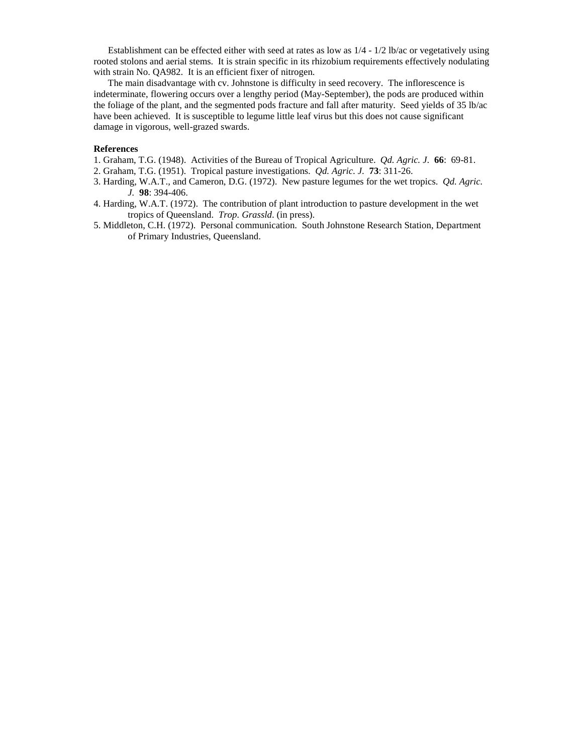Establishment can be effected either with seed at rates as low as 1/4 - 1/2 lb/ac or vegetatively using rooted stolons and aerial stems. It is strain specific in its rhizobium requirements effectively nodulating with strain No. QA982. It is an efficient fixer of nitrogen.

The main disadvantage with cv. Johnstone is difficulty in seed recovery. The inflorescence is indeterminate, flowering occurs over a lengthy period (May-September), the pods are produced within the foliage of the plant, and the segmented pods fracture and fall after maturity. Seed yields of 35 lb/ac have been achieved. It is susceptible to legume little leaf virus but this does not cause significant damage in vigorous, well-grazed swards.

**References**

1. Graham, T.G. (1948). Activities of the Bureau of Tropical Agriculture. *Qd. Agric. J.* **66**: 69-81.
2. Graham, T.G. (1951). Tropical pasture investigations. *Qd. Agric. J.* **73**: 311-26.
3. Harding, W.A.T., and Cameron, D.G. (1972). New pasture legumes for the wet tropics. *Qd. Agric. J.* **98**: 394-406.
4. Harding, W.A.T. (1972). The contribution of plant introduction to pasture development in the wet tropics of Queensland. *Trop. Grassld*. (in press).
5. Middleton, C.H. (1972). Personal communication. South Johnstone Research Station, Department of Primary Industries, Queensland.